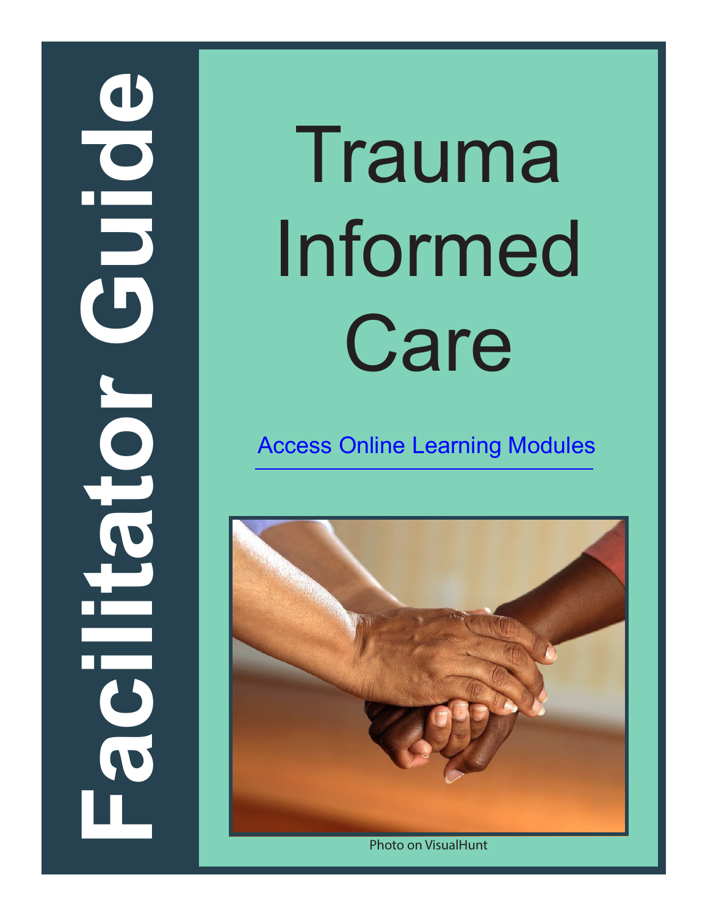# Facilitator Guide

# Trauma Informed Care

Access Online Learning Modules

Photo on VisualHunt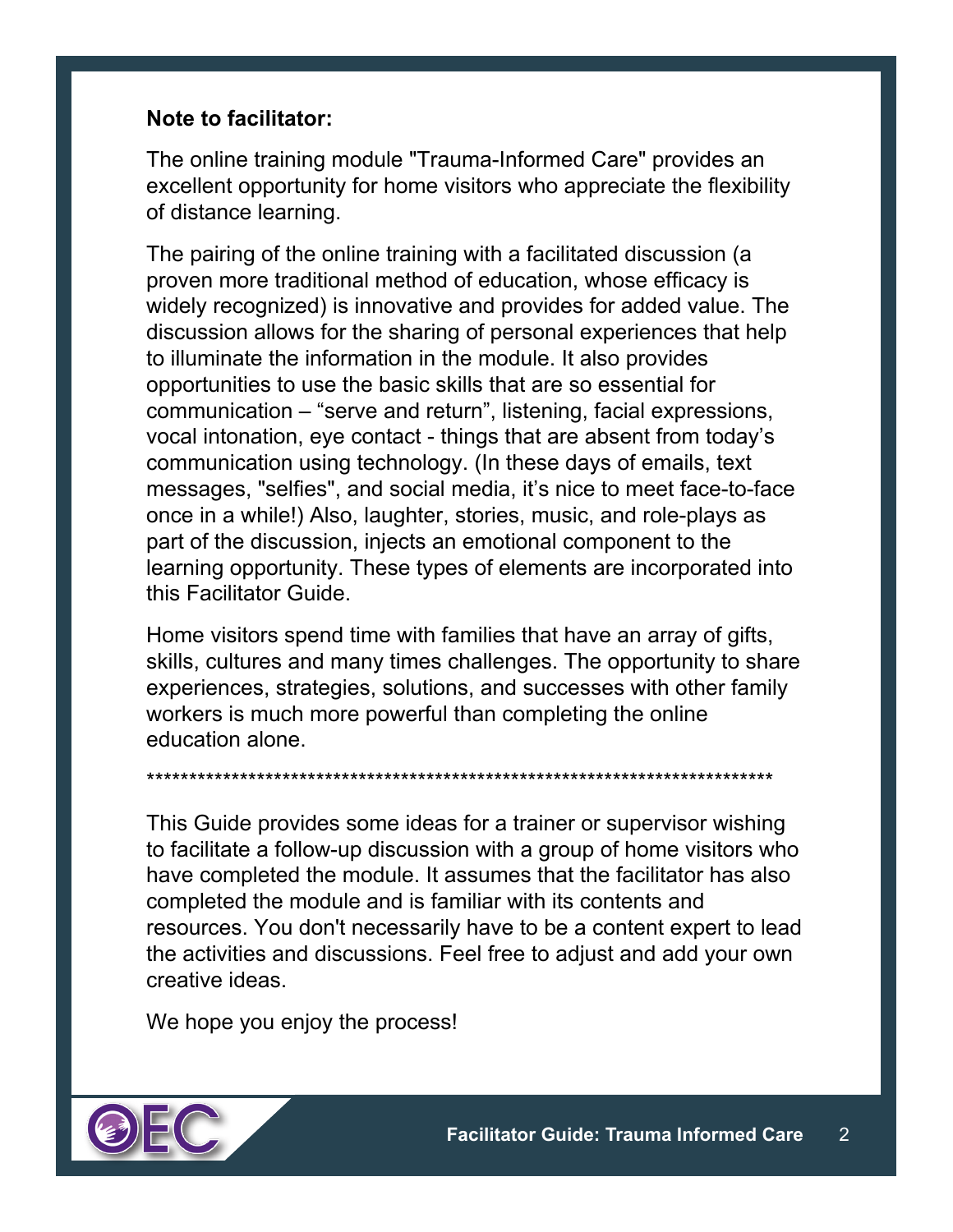**Note to facilitator:**

The online training module "Trauma-Informed Care" provides an excellent opportunity for home visitors who appreciate the flexibility of distance learning.

The pairing of the online training with a facilitated discussion (a proven more traditional method of education, whose efficacy is widely recognized) is innovative and provides for added value. The discussion allows for the sharing of personal experiences that help to illuminate the information in the module. It also provides opportunities to use the basic skills that are so essential for communication – “serve and return”, listening, facial expressions, vocal intonation, eye contact - things that are absent from today’s communication using technology. (In these days of emails, text messages, "selfies", and social media, it’s nice to meet face-to-face once in a while!) Also, laughter, stories, music, and role-plays as part of the discussion, injects an emotional component to the learning opportunity. These types of elements are incorporated into this Facilitator Guide.

Home visitors spend time with families that have an array of gifts, skills, cultures and many times challenges. The opportunity to share experiences, strategies, solutions, and successes with other family workers is much more powerful than completing the online education alone.

***************************************************************************

This Guide provides some ideas for a trainer or supervisor wishing to facilitate a follow-up discussion with a group of home visitors who have completed the module. It assumes that the facilitator has also completed the module and is familiar with its contents and resources. You don't necessarily have to be a content expert to lead the activities and discussions. Feel free to adjust and add your own creative ideas.

We hope you enjoy the process!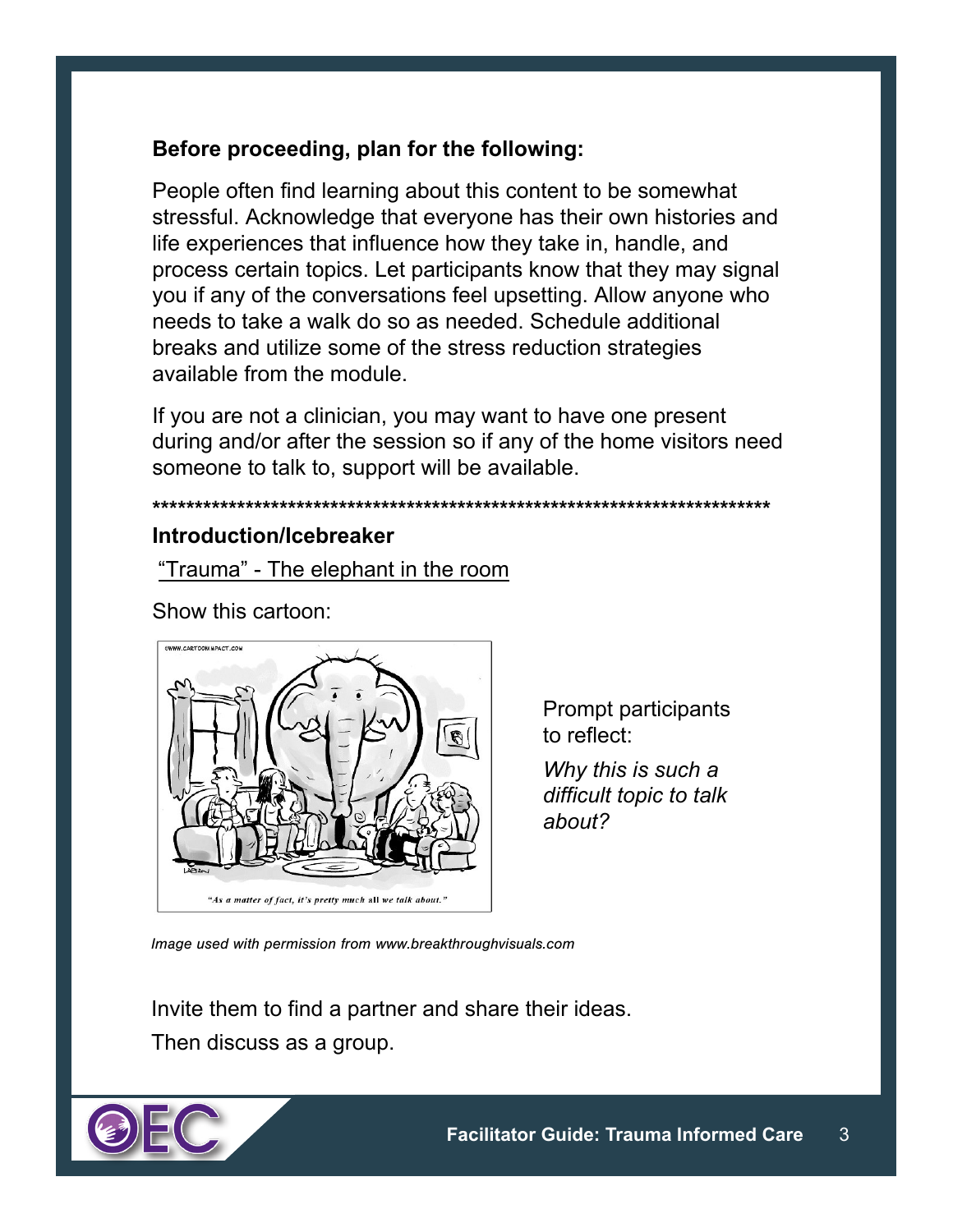**Before proceeding, plan for the following:**

People often find learning about this content to be somewhat stressful. Acknowledge that everyone has their own histories and life experiences that influence how they take in, handle, and process certain topics. Let participants know that they may signal you if any of the conversations feel upsetting. Allow anyone who needs to take a walk do so as needed. Schedule additional breaks and utilize some of the stress reduction strategies available from the module.

If you are not a clinician, you may want to have one present during and/or after the session so if any of the home visitors need someone to talk to, support will be available.

******************************************************************************

**Introduction/Icebreaker**

"Trauma" - The elephant in the room

Show this cartoon:

"As a matter of fact, it's pretty much all we talk about."

*Image used with permission from www.breakthroughvisuals.com*

Prompt participants to reflect:

*Why this is such a difficult topic to talk about?*

Invite them to find a partner and share their ideas.

Then discuss as a group.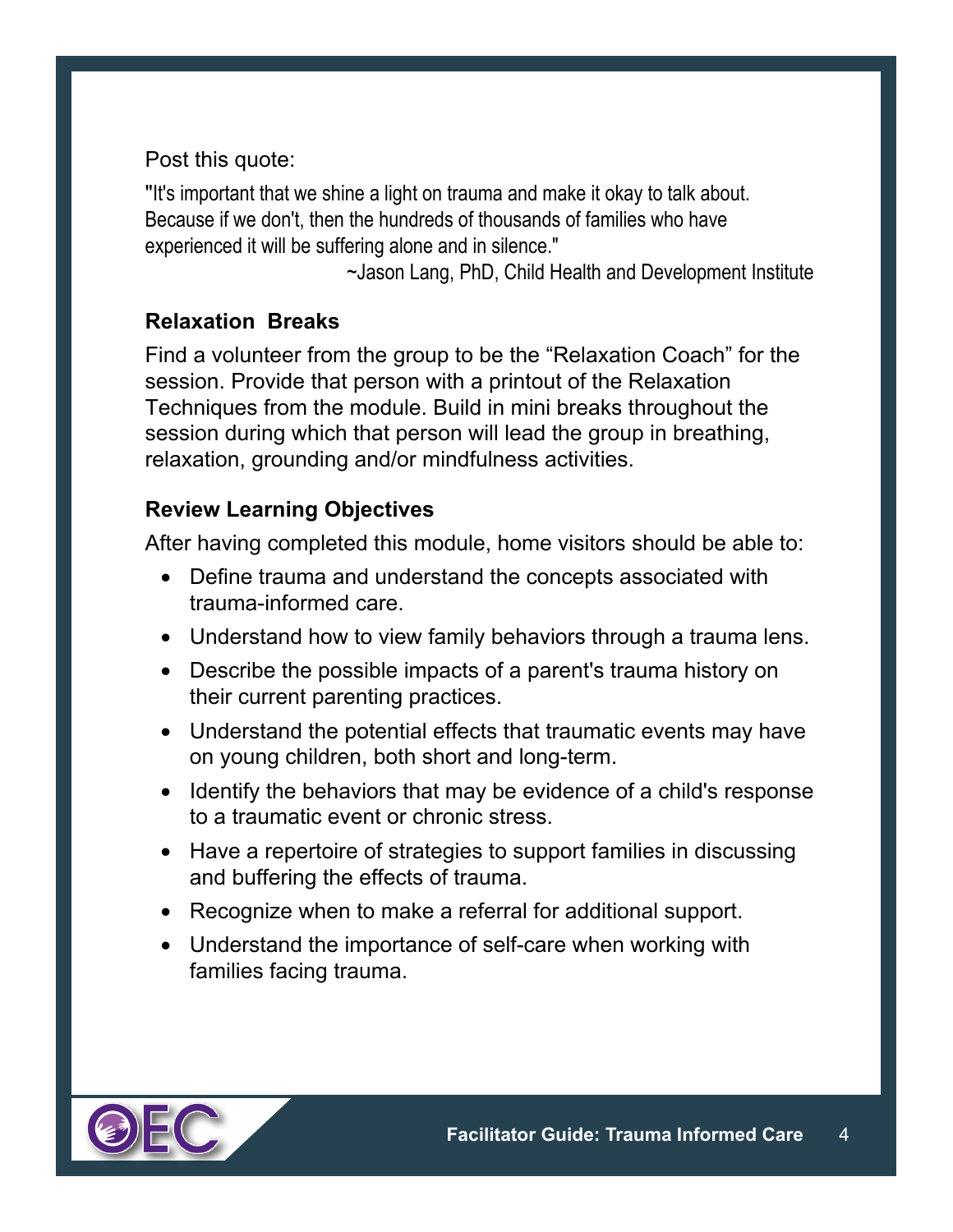Post this quote:

"It's important that we shine a light on trauma and make it okay to talk about. Because if we don't, then the hundreds of thousands of families who have experienced it will be suffering alone and in silence."

~Jason Lang, PhD, Child Health and Development Institute

**Relaxation Breaks**

Find a volunteer from the group to be the "Relaxation Coach" for the session. Provide that person with a printout of the Relaxation Techniques from the module. Build in mini breaks throughout the session during which that person will lead the group in breathing, relaxation, grounding and/or mindfulness activities.

**Review Learning Objectives**

After having completed this module, home visitors should be able to:

- Define trauma and understand the concepts associated with trauma-informed care.
- Understand how to view family behaviors through a trauma lens.
- Describe the possible impacts of a parent's trauma history on their current parenting practices.
- Understand the potential effects that traumatic events may have on young children, both short and long-term.
- Identify the behaviors that may be evidence of a child's response to a traumatic event or chronic stress.
- Have a repertoire of strategies to support families in discussing and buffering the effects of trauma.
- Recognize when to make a referral for additional support.
- Understand the importance of self-care when working with families facing trauma.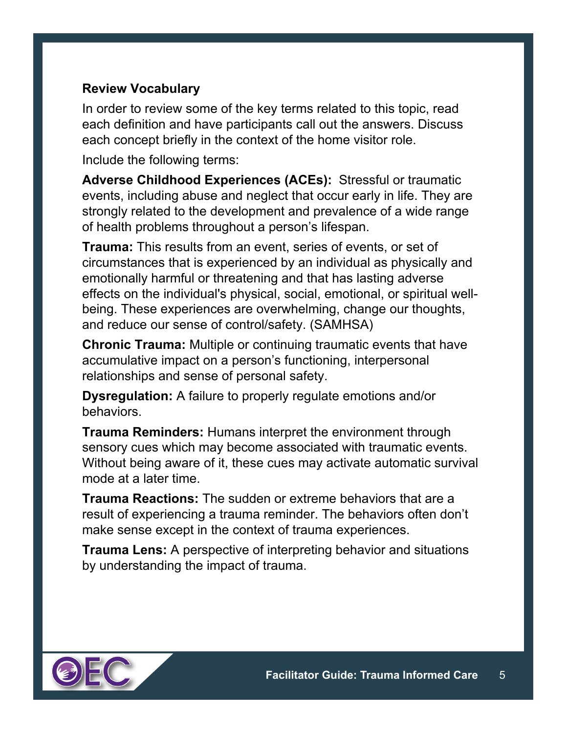## Review Vocabulary

In order to review some of the key terms related to this topic, read each definition and have participants call out the answers. Discuss each concept briefly in the context of the home visitor role.

Include the following terms:

**Adverse Childhood Experiences (ACEs):** Stressful or traumatic events, including abuse and neglect that occur early in life. They are strongly related to the development and prevalence of a wide range of health problems throughout a person's lifespan.

**Trauma:** This results from an event, series of events, or set of circumstances that is experienced by an individual as physically and emotionally harmful or threatening and that has lasting adverse effects on the individual's physical, social, emotional, or spiritual well-being. These experiences are overwhelming, change our thoughts, and reduce our sense of control/safety. (SAMHSA)

**Chronic Trauma:** Multiple or continuing traumatic events that have accumulative impact on a person's functioning, interpersonal relationships and sense of personal safety.

**Dysregulation:** A failure to properly regulate emotions and/or behaviors.

**Trauma Reminders:** Humans interpret the environment through sensory cues which may become associated with traumatic events. Without being aware of it, these cues may activate automatic survival mode at a later time.

**Trauma Reactions:** The sudden or extreme behaviors that are a result of experiencing a trauma reminder. The behaviors often don't make sense except in the context of trauma experiences.

**Trauma Lens:** A perspective of interpreting behavior and situations by understanding the impact of trauma.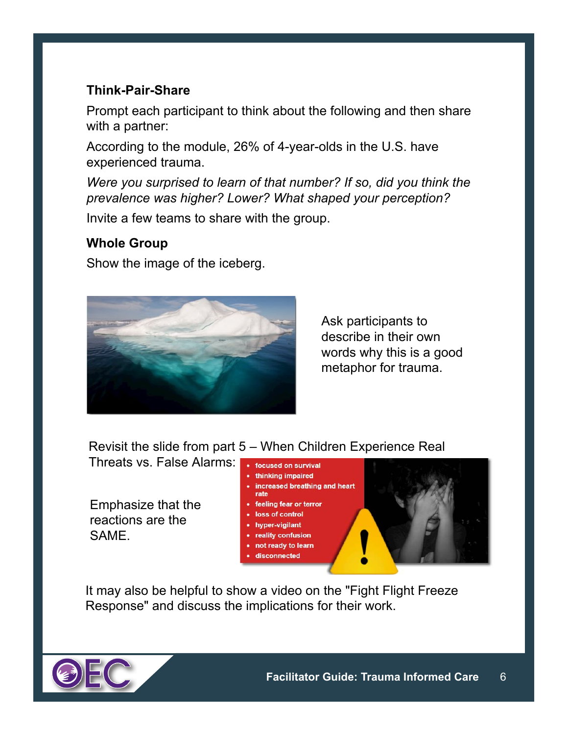### Think-Pair-Share

Prompt each participant to think about the following and then share with a partner:

According to the module, 26% of 4-year-olds in the U.S. have experienced trauma.

*Were you surprised to learn of that number? If so, did you think the prevalence was higher? Lower? What shaped your perception?*

Invite a few teams to share with the group.

### Whole Group

Show the image of the iceberg.

Ask participants to describe in their own words why this is a good metaphor for trauma.

Revisit the slide from part 5 – When Children Experience Real Threats vs. False Alarms:

- focused on survival
- thinking impaired
- increased breathing and heart rate
- feeling fear or terror
- loss of control
- hyper-vigilant
- reality confusion
- not ready to learn
- disconnected

Emphasize that the reactions are the SAME.

It may also be helpful to show a video on the "Fight Flight Freeze Response" and discuss the implications for their work.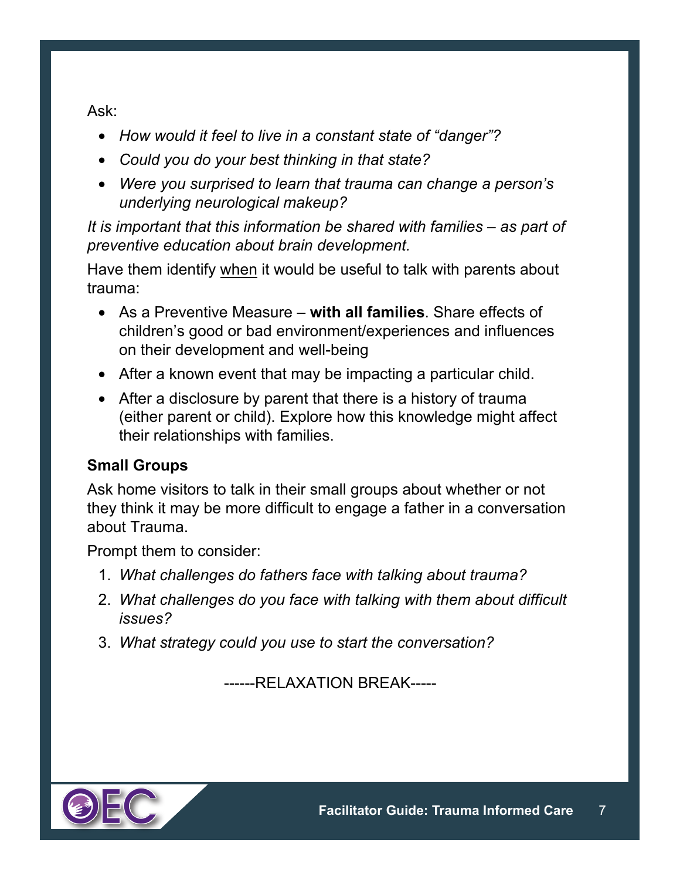Ask:

- *How would it feel to live in a constant state of "danger"?*
- *Could you do your best thinking in that state?*
- *Were you surprised to learn that trauma can change a person's underlying neurological makeup?*

*It is important that this information be shared with families – as part of preventive education about brain development.*

Have them identify <u>when</u> it would be useful to talk with parents about trauma:

- As a Preventive Measure – **with all families**. Share effects of children's good or bad environment/experiences and influences on their development and well-being
- After a known event that may be impacting a particular child.
- After a disclosure by parent that there is a history of trauma (either parent or child). Explore how this knowledge might affect their relationships with families.

**Small Groups**

Ask home visitors to talk in their small groups about whether or not they think it may be more difficult to engage a father in a conversation about Trauma.

Prompt them to consider:

1. *What challenges do fathers face with talking about trauma?*
2. *What challenges do you face with talking with them about difficult issues?*
3. *What strategy could you use to start the conversation?*

------RELAXATION BREAK-----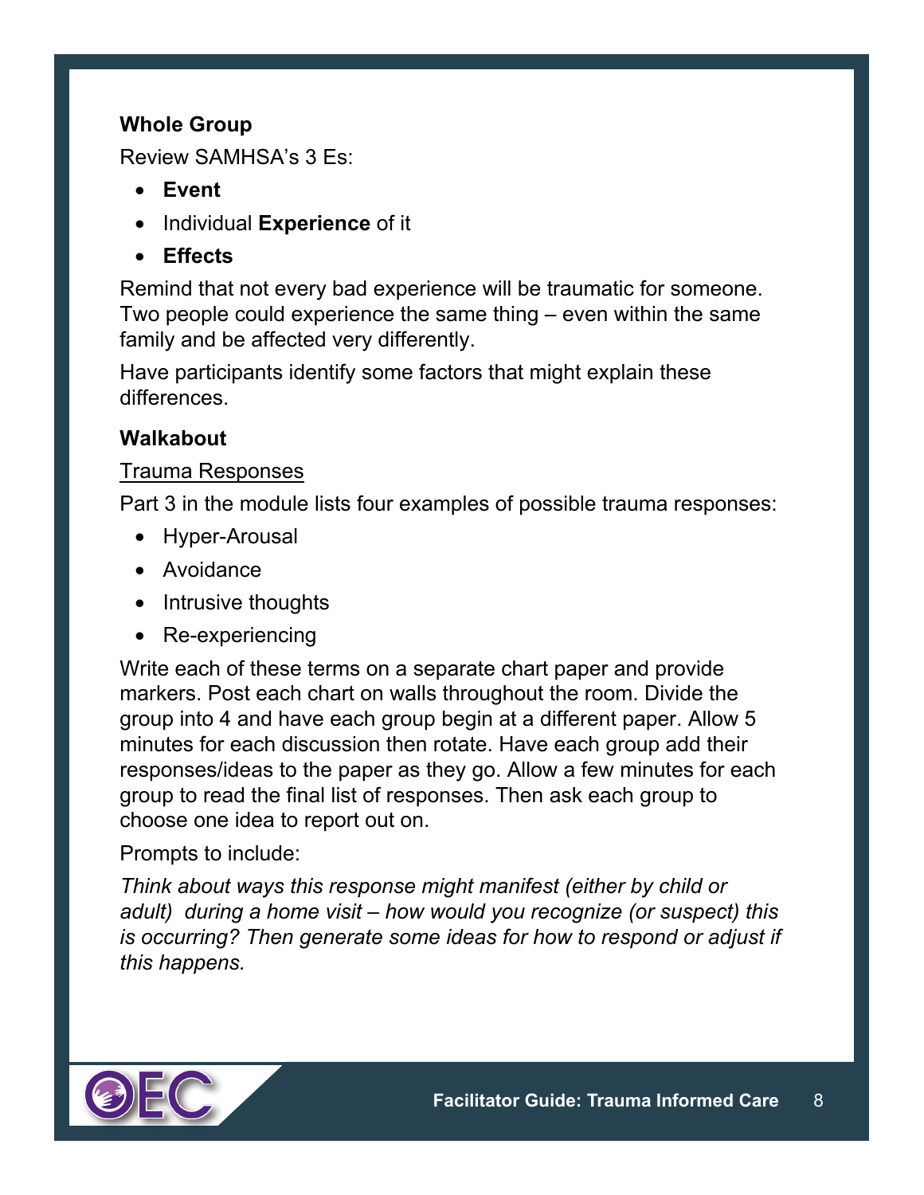**Whole Group**

Review SAMHSA's 3 Es:

- **Event**
- Individual **Experience** of it
- **Effects**

Remind that not every bad experience will be traumatic for someone. Two people could experience the same thing – even within the same family and be affected very differently.

Have participants identify some factors that might explain these differences.

**Walkabout**

Trauma Responses

Part 3 in the module lists four examples of possible trauma responses:

- Hyper-Arousal
- Avoidance
- Intrusive thoughts
- Re-experiencing

Write each of these terms on a separate chart paper and provide markers. Post each chart on walls throughout the room. Divide the group into 4 and have each group begin at a different paper. Allow 5 minutes for each discussion then rotate. Have each group add their responses/ideas to the paper as they go. Allow a few minutes for each group to read the final list of responses. Then ask each group to choose one idea to report out on.

Prompts to include:

*Think about ways this response might manifest (either by child or adult) during a home visit – how would you recognize (or suspect) this is occurring? Then generate some ideas for how to respond or adjust if this happens.*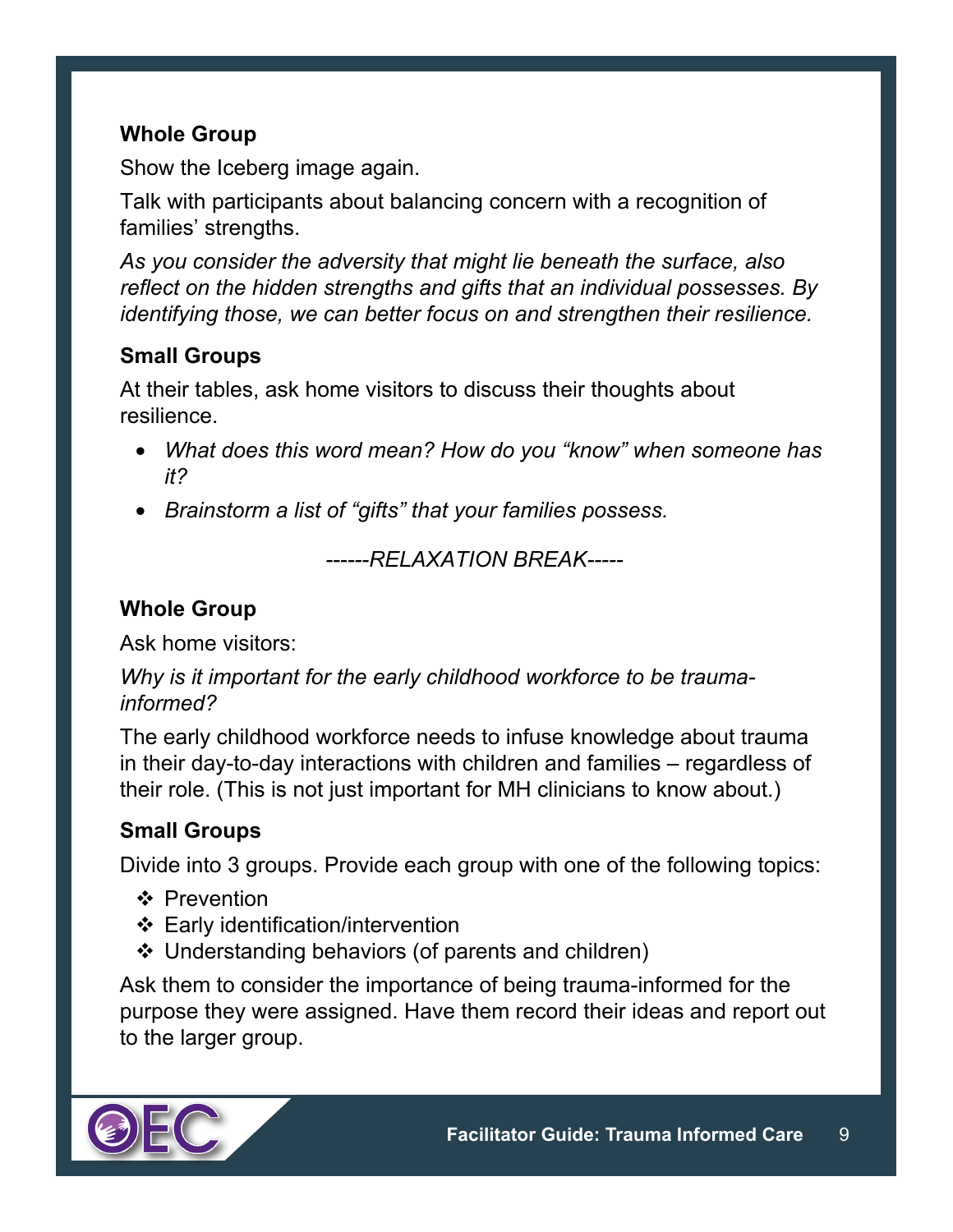### Whole Group

Show the Iceberg image again.

Talk with participants about balancing concern with a recognition of families' strengths.

*As you consider the adversity that might lie beneath the surface, also reflect on the hidden strengths and gifts that an individual possesses. By identifying those, we can better focus on and strengthen their resilience.*

### Small Groups

At their tables, ask home visitors to discuss their thoughts about resilience.

- *What does this word mean? How do you "know" when someone has it?*
- *Brainstorm a list of "gifts" that your families possess.*

*------RELAXATION BREAK-----*

### Whole Group

Ask home visitors:

*Why is it important for the early childhood workforce to be trauma-informed?*

The early childhood workforce needs to infuse knowledge about trauma in their day-to-day interactions with children and families – regardless of their role. (This is not just important for MH clinicians to know about.)

### Small Groups

Divide into 3 groups. Provide each group with one of the following topics:

- ❖ Prevention
- ❖ Early identification/intervention
- ❖ Understanding behaviors (of parents and children)

Ask them to consider the importance of being trauma-informed for the purpose they were assigned. Have them record their ideas and report out to the larger group.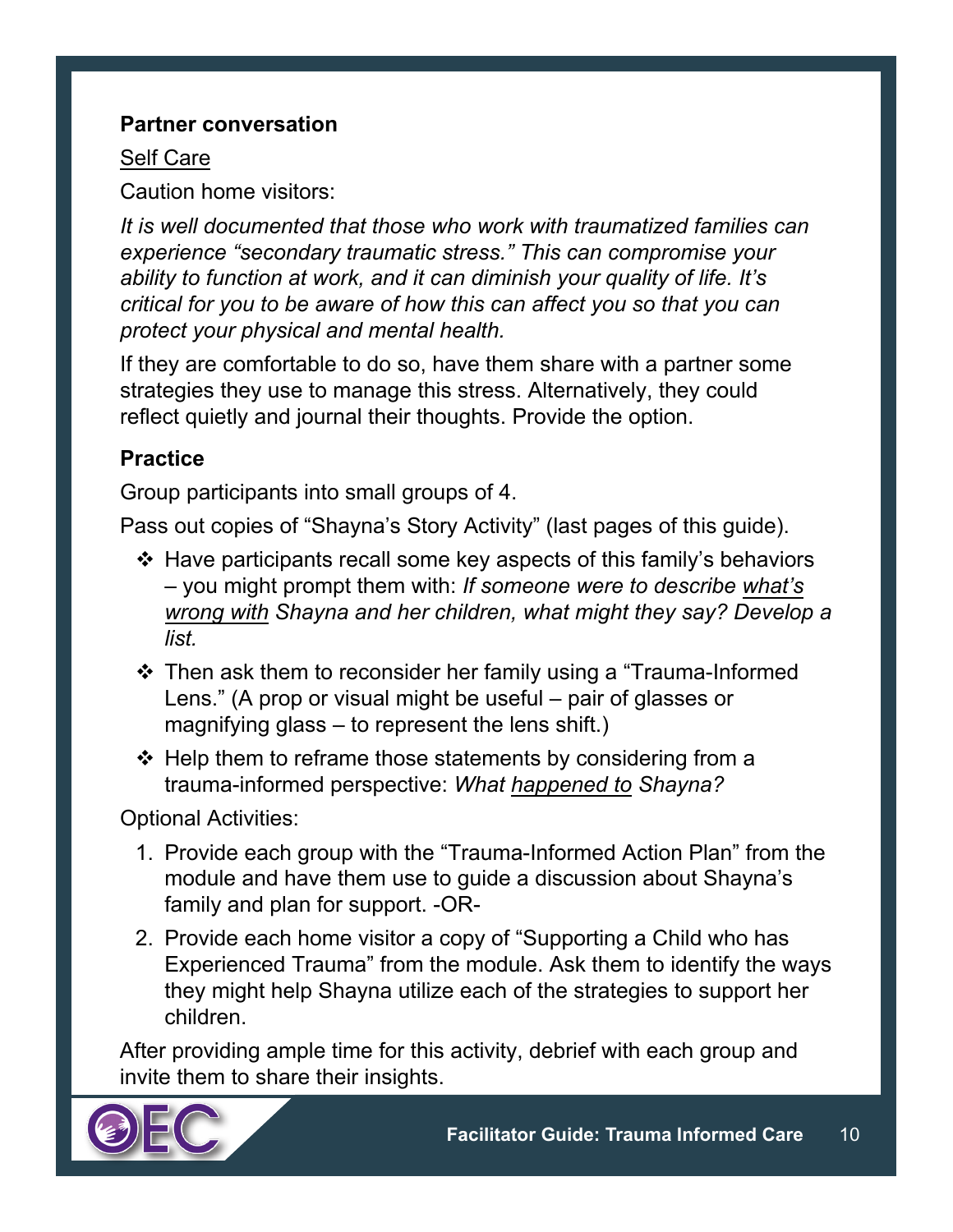**Partner conversation**

Self Care

Caution home visitors:

*It is well documented that those who work with traumatized families can experience "secondary traumatic stress." This can compromise your ability to function at work, and it can diminish your quality of life. It's critical for you to be aware of how this can affect you so that you can protect your physical and mental health.*

If they are comfortable to do so, have them share with a partner some strategies they use to manage this stress. Alternatively, they could reflect quietly and journal their thoughts. Provide the option.

**Practice**

Group participants into small groups of 4.

Pass out copies of "Shayna's Story Activity" (last pages of this guide).

- Have participants recall some key aspects of this family's behaviors – you might prompt them with: *If someone were to describe what's wrong with Shayna and her children, what might they say? Develop a list.*
- Then ask them to reconsider her family using a "Trauma-Informed Lens." (A prop or visual might be useful – pair of glasses or magnifying glass – to represent the lens shift.)
- Help them to reframe those statements by considering from a trauma-informed perspective: *What happened to Shayna?*

Optional Activities:

1. Provide each group with the "Trauma-Informed Action Plan" from the module and have them use to guide a discussion about Shayna's family and plan for support. -OR-
2. Provide each home visitor a copy of "Supporting a Child who has Experienced Trauma" from the module. Ask them to identify the ways they might help Shayna utilize each of the strategies to support her children.

After providing ample time for this activity, debrief with each group and invite them to share their insights.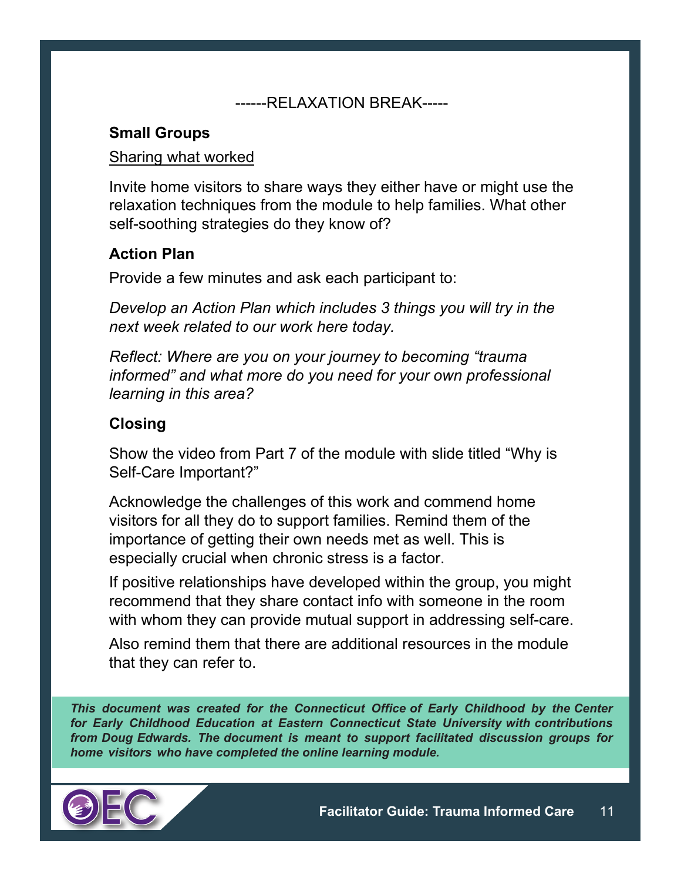------RELAXATION BREAK-----

## Small Groups

<u>Sharing what worked</u>

Invite home visitors to share ways they either have or might use the relaxation techniques from the module to help families. What other self-soothing strategies do they know of?

## Action Plan

Provide a few minutes and ask each participant to:

*Develop an Action Plan which includes 3 things you will try in the next week related to our work here today.*

*Reflect: Where are you on your journey to becoming "trauma informed" and what more do you need for your own professional learning in this area?*

## Closing

Show the video from Part 7 of the module with slide titled "Why is Self-Care Important?"

Acknowledge the challenges of this work and commend home visitors for all they do to support families. Remind them of the importance of getting their own needs met as well. This is especially crucial when chronic stress is a factor.

If positive relationships have developed within the group, you might recommend that they share contact info with someone in the room with whom they can provide mutual support in addressing self-care.

Also remind them that there are additional resources in the module that they can refer to.

***This document was created for the Connecticut Office of Early Childhood by the Center for Early Childhood Education at Eastern Connecticut State University with contributions from Doug Edwards. The document is meant to support facilitated discussion groups for home visitors who have completed the online learning module.***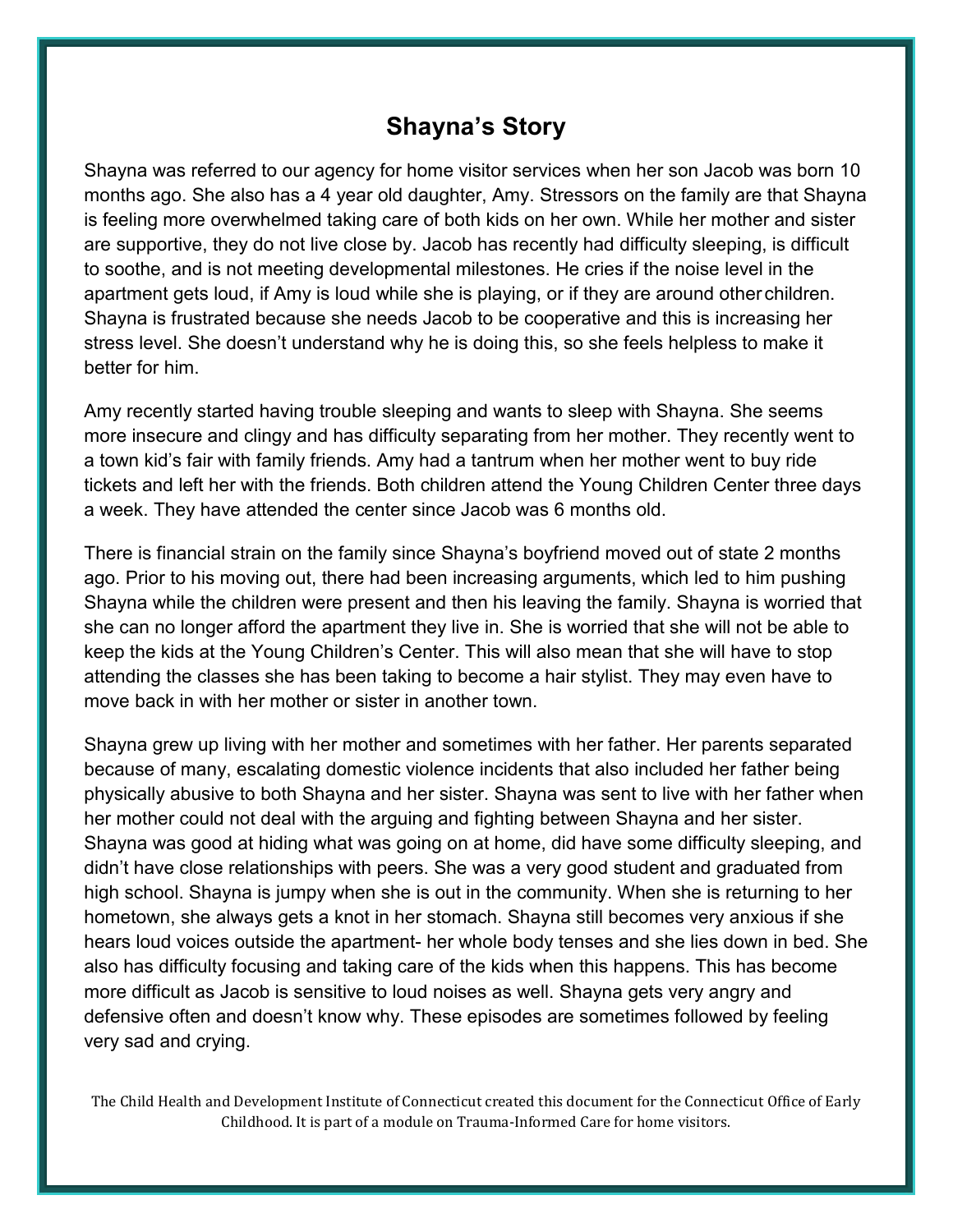# Shayna's Story

Shayna was referred to our agency for home visitor services when her son Jacob was born 10 months ago. She also has a 4 year old daughter, Amy. Stressors on the family are that Shayna is feeling more overwhelmed taking care of both kids on her own. While her mother and sister are supportive, they do not live close by. Jacob has recently had difficulty sleeping, is difficult to soothe, and is not meeting developmental milestones. He cries if the noise level in the apartment gets loud, if Amy is loud while she is playing, or if they are around other children. Shayna is frustrated because she needs Jacob to be cooperative and this is increasing her stress level. She doesn't understand why he is doing this, so she feels helpless to make it better for him.

Amy recently started having trouble sleeping and wants to sleep with Shayna. She seems more insecure and clingy and has difficulty separating from her mother. They recently went to a town kid's fair with family friends. Amy had a tantrum when her mother went to buy ride tickets and left her with the friends. Both children attend the Young Children Center three days a week. They have attended the center since Jacob was 6 months old.

There is financial strain on the family since Shayna's boyfriend moved out of state 2 months ago. Prior to his moving out, there had been increasing arguments, which led to him pushing Shayna while the children were present and then his leaving the family. Shayna is worried that she can no longer afford the apartment they live in. She is worried that she will not be able to keep the kids at the Young Children's Center. This will also mean that she will have to stop attending the classes she has been taking to become a hair stylist. They may even have to move back in with her mother or sister in another town.

Shayna grew up living with her mother and sometimes with her father. Her parents separated because of many, escalating domestic violence incidents that also included her father being physically abusive to both Shayna and her sister. Shayna was sent to live with her father when her mother could not deal with the arguing and fighting between Shayna and her sister. Shayna was good at hiding what was going on at home, did have some difficulty sleeping, and didn't have close relationships with peers. She was a very good student and graduated from high school. Shayna is jumpy when she is out in the community. When she is returning to her hometown, she always gets a knot in her stomach. Shayna still becomes very anxious if she hears loud voices outside the apartment- her whole body tenses and she lies down in bed. She also has difficulty focusing and taking care of the kids when this happens. This has become more difficult as Jacob is sensitive to loud noises as well. Shayna gets very angry and defensive often and doesn't know why. These episodes are sometimes followed by feeling very sad and crying.

The Child Health and Development Institute of Connecticut created this document for the Connecticut Office of Early Childhood. It is part of a module on Trauma-Informed Care for home visitors.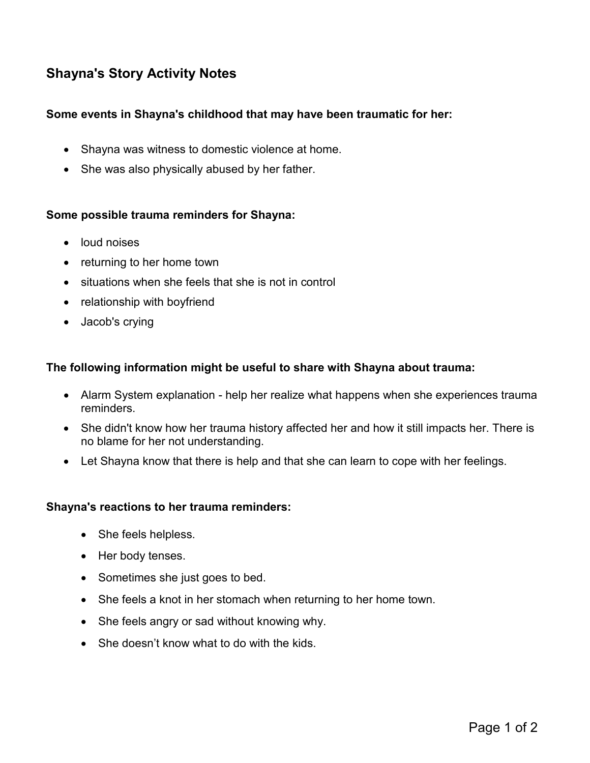## Shayna's Story Activity Notes

**Some events in Shayna's childhood that may have been traumatic for her:**

- Shayna was witness to domestic violence at home.
- She was also physically abused by her father.

**Some possible trauma reminders for Shayna:**

- loud noises
- returning to her home town
- situations when she feels that she is not in control
- relationship with boyfriend
- Jacob's crying

**The following information might be useful to share with Shayna about trauma:**

- Alarm System explanation - help her realize what happens when she experiences trauma reminders.
- She didn't know how her trauma history affected her and how it still impacts her. There is no blame for her not understanding.
- Let Shayna know that there is help and that she can learn to cope with her feelings.

**Shayna's reactions to her trauma reminders:**

- She feels helpless.
- Her body tenses.
- Sometimes she just goes to bed.
- She feels a knot in her stomach when returning to her home town.
- She feels angry or sad without knowing why.
- She doesn't know what to do with the kids.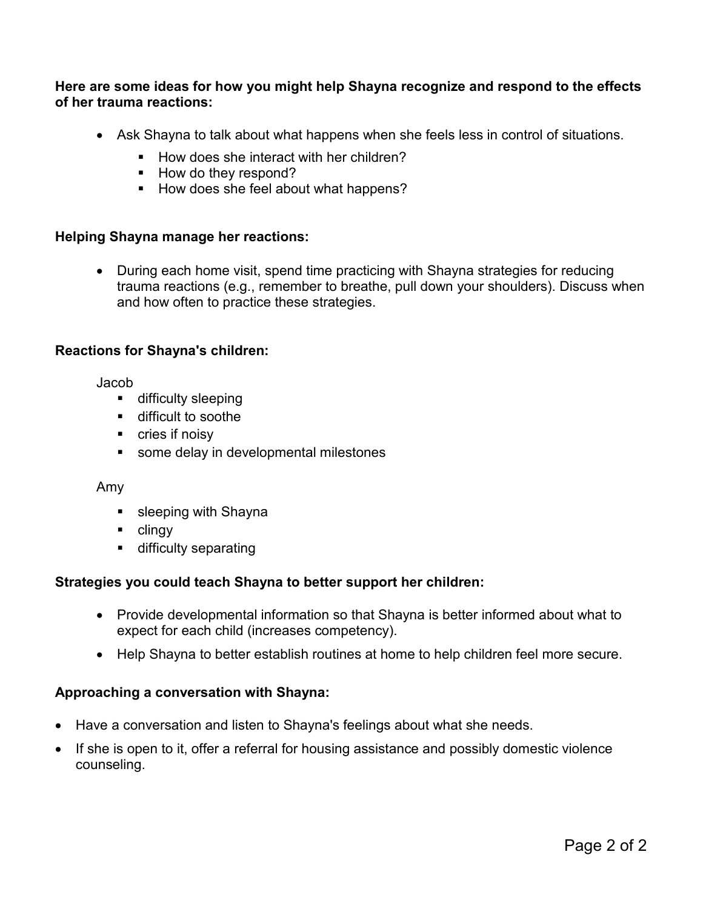**Here are some ideas for how you might help Shayna recognize and respond to the effects of her trauma reactions:**

- Ask Shayna to talk about what happens when she feels less in control of situations.
  - How does she interact with her children?
  - How do they respond?
  - How does she feel about what happens?

**Helping Shayna manage her reactions:**

- During each home visit, spend time practicing with Shayna strategies for reducing trauma reactions (e.g., remember to breathe, pull down your shoulders). Discuss when and how often to practice these strategies.

**Reactions for Shayna's children:**

Jacob

- difficulty sleeping
- difficult to soothe
- cries if noisy
- some delay in developmental milestones

Amy

- sleeping with Shayna
- clingy
- difficulty separating

**Strategies you could teach Shayna to better support her children:**

- Provide developmental information so that Shayna is better informed about what to expect for each child (increases competency).
- Help Shayna to better establish routines at home to help children feel more secure.

**Approaching a conversation with Shayna:**

- Have a conversation and listen to Shayna's feelings about what she needs.
- If she is open to it, offer a referral for housing assistance and possibly domestic violence counseling.